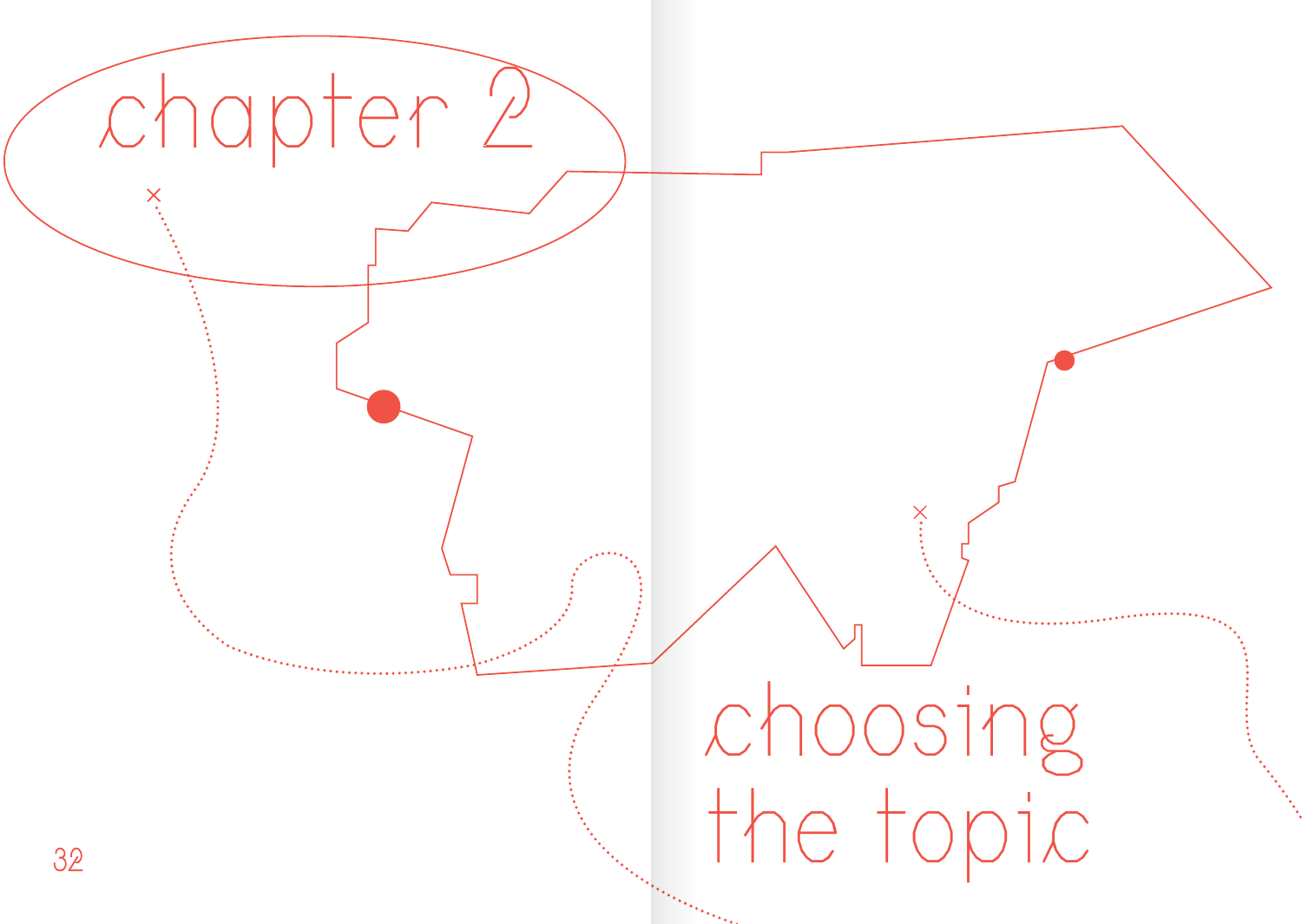# chapter 2

# choosing the topic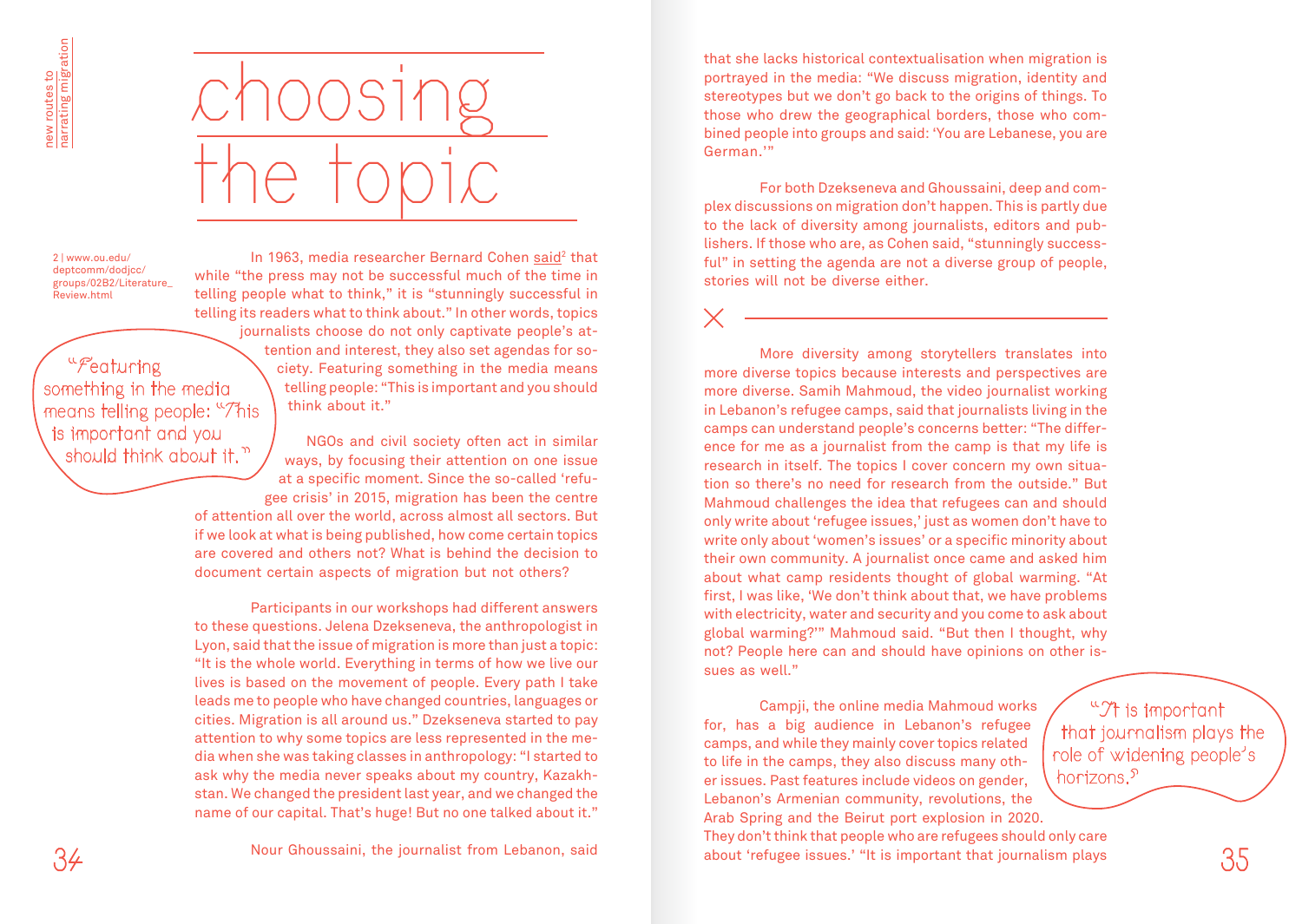# choosing the topic

In 1963, media researcher Bernard Cohen said[2] that while "the press may not be successful much of the time in telling people what to think," it is "stunningly successful in telling its readers what to think about." In other words, topics journalists choose do not only captivate people's attention and interest, they also set agendas for society. Featuring something in the media means telling people: "This is important and you should think about it."

> "Featuring something in the media means telling people: "This is important and you should think about it."

NGOs and civil society often act in similar ways, by focusing their attention on one issue at a specific moment. Since the so-called 'refugee crisis' in 2015, migration has been the centre of attention all over the world, across almost all sectors. But if we look at what is being published, how come certain topics are covered and others not? What is behind the decision to document certain aspects of migration but not others?

Participants in our workshops had different answers to these questions. Jelena Dzekseneva, the anthropologist in Lyon, said that the issue of migration is more than just a topic: "It is the whole world. Everything in terms of how we live our lives is based on the movement of people. Every path I take leads me to people who have changed countries, languages or cities. Migration is all around us." Dzekseneva started to pay attention to why some topics are less represented in the media when she was taking classes in anthropology: "I started to ask why the media never speaks about my country, Kazakhstan. We changed the president last year, and we changed the name of our capital. That's huge! But no one talked about it."

Nour Ghoussaini, the journalist from Lebanon, said that she lacks historical contextualisation when migration is portrayed in the media: "We discuss migration, identity and stereotypes but we don't go back to the origins of things. To those who drew the geographical borders, those who combined people into groups and said: 'You are Lebanese, you are German.'"

For both Dzekseneva and Ghoussaini, deep and complex discussions on migration don't happen. This is partly due to the lack of diversity among journalists, editors and publishers. If those who are, as Cohen said, "stunningly successful" in setting the agenda are not a diverse group of people, stories will not be diverse either.

---

More diversity among storytellers translates into more diverse topics because interests and perspectives are more diverse. Samih Mahmoud, the video journalist working in Lebanon's refugee camps, said that journalists living in the camps can understand people's concerns better: "The difference for me as a journalist from the camp is that my life is research in itself. The topics I cover concern my own situation so there's no need for research from the outside." But Mahmoud challenges the idea that refugees can and should only write about 'refugee issues,' just as women don't have to write only about 'women's issues' or a specific minority about their own community. A journalist once came and asked him about what camp residents thought of global warming. "At first, I was like, 'We don't think about that, we have problems with electricity, water and security and you come to ask about global warming?'" Mahmoud said. "But then I thought, why not? People here can and should have opinions on other issues as well."

Campji, the online media Mahmoud works for, has a big audience in Lebanon's refugee camps, and while they mainly cover topics related to life in the camps, they also discuss many other issues. Past features include videos on gender, Lebanon's Armenian community, revolutions, the Arab Spring and the Beirut port explosion in 2020. They don't think that people who are refugees should only care about 'refugee issues.' "It is important that journalism plays

> "It is important that journalism plays the role of widening people's horizons."

[2] www.ou.edu/deptcomm/dodjcc/groups/02B2/Literature_Review.html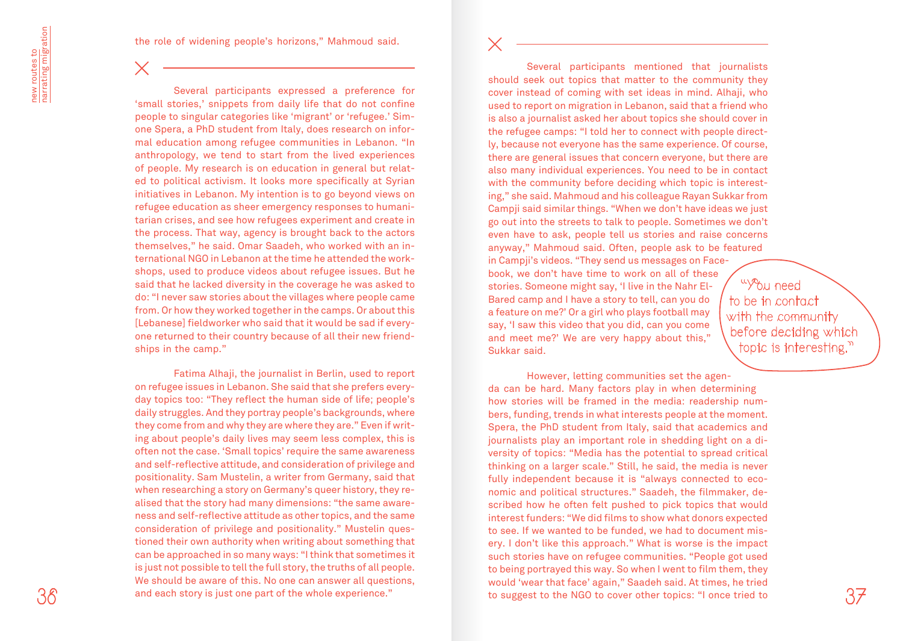the role of widening people's horizons," Mahmoud said.

---

Several participants expressed a preference for 'small stories,' snippets from daily life that do not confine people to singular categories like 'migrant' or 'refugee.' Simone Spera, a PhD student from Italy, does research on informal education among refugee communities in Lebanon. "In anthropology, we tend to start from the lived experiences of people. My research is on education in general but related to political activism. It looks more specifically at Syrian initiatives in Lebanon. My intention is to go beyond views on refugee education as sheer emergency responses to humanitarian crises, and see how refugees experiment and create in the process. That way, agency is brought back to the actors themselves," he said. Omar Saadeh, who worked with an international NGO in Lebanon at the time he attended the workshops, used to produce videos about refugee issues. But he said that he lacked diversity in the coverage he was asked to do: "I never saw stories about the villages where people came from. Or how they worked together in the camps. Or about this [Lebanese] fieldworker who said that it would be sad if everyone returned to their country because of all their new friendships in the camp."

Fatima Alhaji, the journalist in Berlin, used to report on refugee issues in Lebanon. She said that she prefers everyday topics too: "They reflect the human side of life; people's daily struggles. And they portray people's backgrounds, where they come from and why they are where they are." Even if writing about people's daily lives may seem less complex, this is often not the case. 'Small topics' require the same awareness and self-reflective attitude, and consideration of privilege and positionality. Sam Mustelin, a writer from Germany, said that when researching a story on Germany's queer history, they realised that the story had many dimensions: "the same awareness and self-reflective attitude as other topics, and the same consideration of privilege and positionality." Mustelin questioned their own authority when writing about something that can be approached in so many ways: "I think that sometimes it is just not possible to tell the full story, the truths of all people. We should be aware of this. No one can answer all questions, and each story is just one part of the whole experience."

---

Several participants mentioned that journalists should seek out topics that matter to the community they cover instead of coming with set ideas in mind. Alhaji, who used to report on migration in Lebanon, said that a friend who is also a journalist asked her about topics she should cover in the refugee camps: "I told her to connect with people directly, because not everyone has the same experience. Of course, there are general issues that concern everyone, but there are also many individual experiences. You need to be in contact with the community before deciding which topic is interesting," she said. Mahmoud and his colleague Rayan Sukkar from Campji said similar things. "When we don't have ideas we just go out into the streets to talk to people. Sometimes we don't even have to ask, people tell us stories and raise concerns anyway," Mahmoud said. Often, people ask to be featured in Campji's videos. "They send us messages on Facebook, we don't have time to work on all of these stories. Someone might say, 'I live in the Nahr El-Bared camp and I have a story to tell, can you do a feature on me?' Or a girl who plays football may say, 'I saw this video that you did, can you come and meet me?' We are very happy about this," Sukkar said.

> "You need to be in contact with the community before deciding which topic is interesting."

However, letting communities set the agenda can be hard. Many factors play in when determining how stories will be framed in the media: readership numbers, funding, trends in what interests people at the moment. Spera, the PhD student from Italy, said that academics and journalists play an important role in shedding light on a diversity of topics: "Media has the potential to spread critical thinking on a larger scale." Still, he said, the media is never fully independent because it is "always connected to economic and political structures." Saadeh, the filmmaker, described how he often felt pushed to pick topics that would interest funders: "We did films to show what donors expected to see. If we wanted to be funded, we had to document misery. I don't like this approach." What is worse is the impact such stories have on refugee communities. "People got used to being portrayed this way. So when I went to film them, they would 'wear that face' again," Saadeh said. At times, he tried to suggest to the NGO to cover other topics: "I once tried to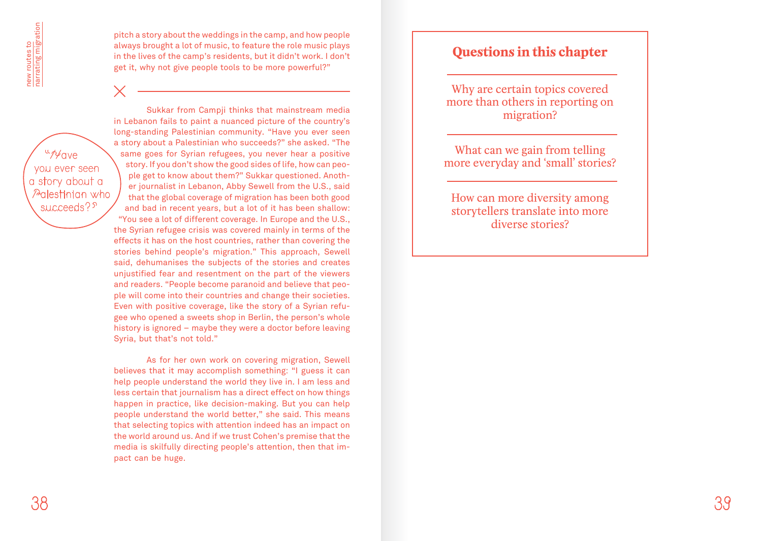pitch a story about the weddings in the camp, and how people always brought a lot of music, to feature the role music plays in the lives of the camp's residents, but it didn't work. I don't get it, why not give people tools to be more powerful?"

"Have you ever seen a story about a Palestinian who succeeds?"

Sukkar from Campji thinks that mainstream media in Lebanon fails to paint a nuanced picture of the country's long-standing Palestinian community. "Have you ever seen a story about a Palestinian who succeeds?" she asked. "The same goes for Syrian refugees, you never hear a positive story. If you don't show the good sides of life, how can people get to know about them?" Sukkar questioned. Another journalist in Lebanon, Abby Sewell from the U.S., said that the global coverage of migration has been both good and bad in recent years, but a lot of it has been shallow: "You see a lot of different coverage. In Europe and the U.S., the Syrian refugee crisis was covered mainly in terms of the effects it has on the host countries, rather than covering the stories behind people's migration." This approach, Sewell said, dehumanises the subjects of the stories and creates unjustified fear and resentment on the part of the viewers and readers. "People become paranoid and believe that people will come into their countries and change their societies. Even with positive coverage, like the story of a Syrian refugee who opened a sweets shop in Berlin, the person's whole history is ignored – maybe they were a doctor before leaving Syria, but that's not told."

As for her own work on covering migration, Sewell believes that it may accomplish something: "I guess it can help people understand the world they live in. I am less and less certain that journalism has a direct effect on how things happen in practice, like decision-making. But you can help people understand the world better," she said. This means that selecting topics with attention indeed has an impact on the world around us. And if we trust Cohen's premise that the media is skilfully directing people's attention, then that impact can be huge.

## Questions in this chapter

Why are certain topics covered more than others in reporting on migration?

What can we gain from telling more everyday and 'small' stories?

How can more diversity among storytellers translate into more diverse stories?